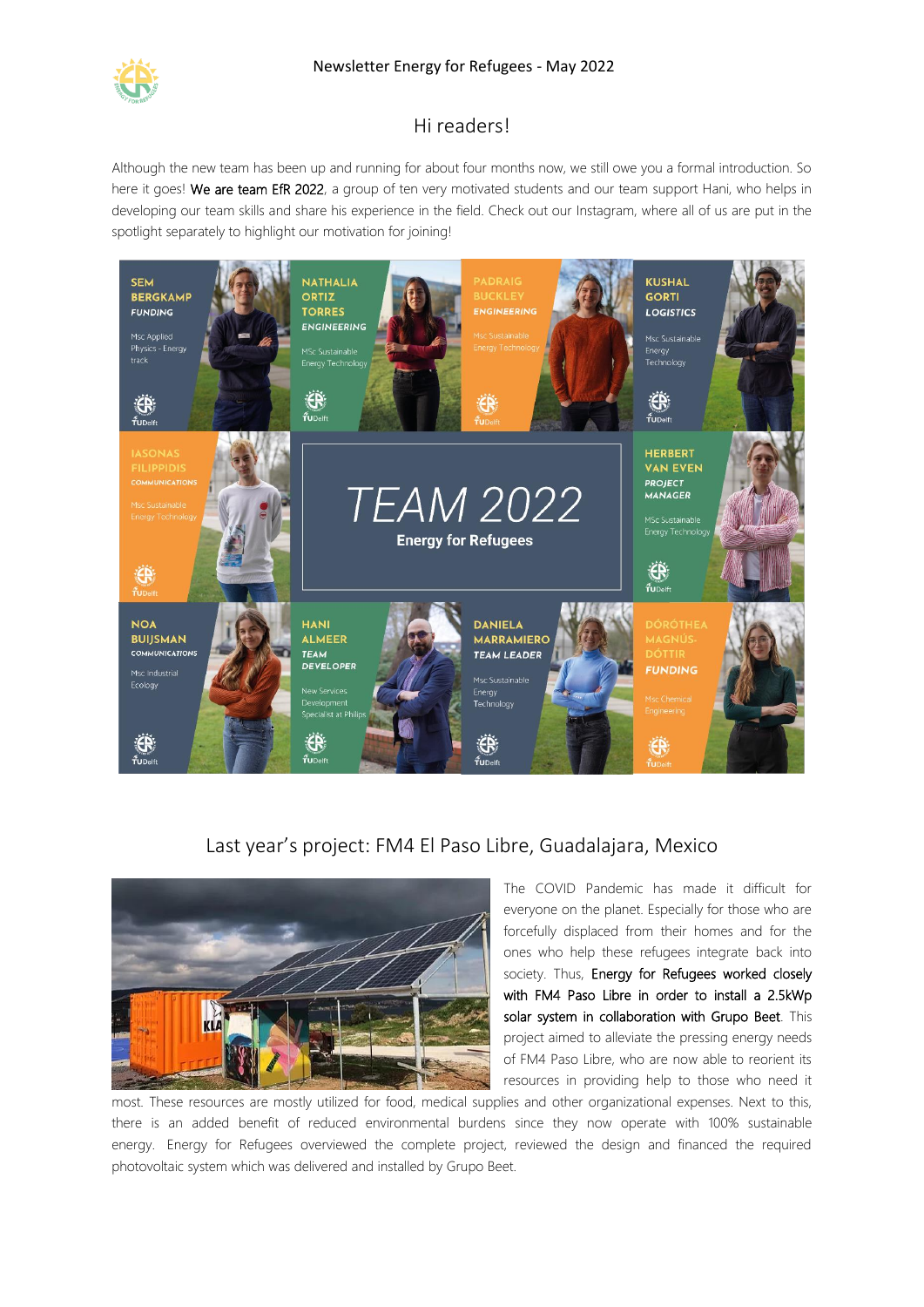Newsletter Energy for Refugees - May 2022

## Hi readers!

Although the new team has been up and running for about four months now, we still owe you a formal introduction. So here it goes! We are team EfR 2022, a group of ten very motivated students and our team support Hani, who helps in developing our team skills and share his experience in the field. Check out our Instagram, where all of us are put in the spotlight separately to highlight our motivation for joining!

SEM BERGKAMP
FUNDING
Msc Applied Physics - Energy track

NATHALIA ORTIZ TORRES
ENGINEERING
MSc Sustainable Energy Technology

PADRAIG BUCKLEY
ENGINEERING
Msc Sustainable Energy Technology

KUSHAL GORTI
LOGISTICS
Msc Sustainable Energy Technology

IASONAS FILIPPIDIS
COMMUNICATIONS
Msc Sustainable Energy Technology

TEAM 2022
Energy for Refugees

HERBERT VAN EVEN
PROJECT MANAGER
MSc Sustainable Energy Technology

NOA BUIJSMAN
COMMUNICATIONS
Msc Industrial Ecology

HANI ALMEER
TEAM DEVELOPER
New Services Development Specialist at Philips

DANIELA MARRAMIERO
TEAM LEADER
Msc Sustainable Energy Technology

DÓRÓTHEA MAGNÚS-DÓTTIR
FUNDING
Msc Chemical Engineering

## Last year's project: FM4 El Paso Libre, Guadalajara, Mexico

The COVID Pandemic has made it difficult for everyone on the planet. Especially for those who are forcefully displaced from their homes and for the ones who help these refugees integrate back into society. Thus, Energy for Refugees worked closely with FM4 Paso Libre in order to install a 2.5kWp solar system in collaboration with Grupo Beet. This project aimed to alleviate the pressing energy needs of FM4 Paso Libre, who are now able to reorient its resources in providing help to those who need it most. These resources are mostly utilized for food, medical supplies and other organizational expenses. Next to this, there is an added benefit of reduced environmental burdens since they now operate with 100% sustainable energy. Energy for Refugees overviewed the complete project, reviewed the design and financed the required photovoltaic system which was delivered and installed by Grupo Beet.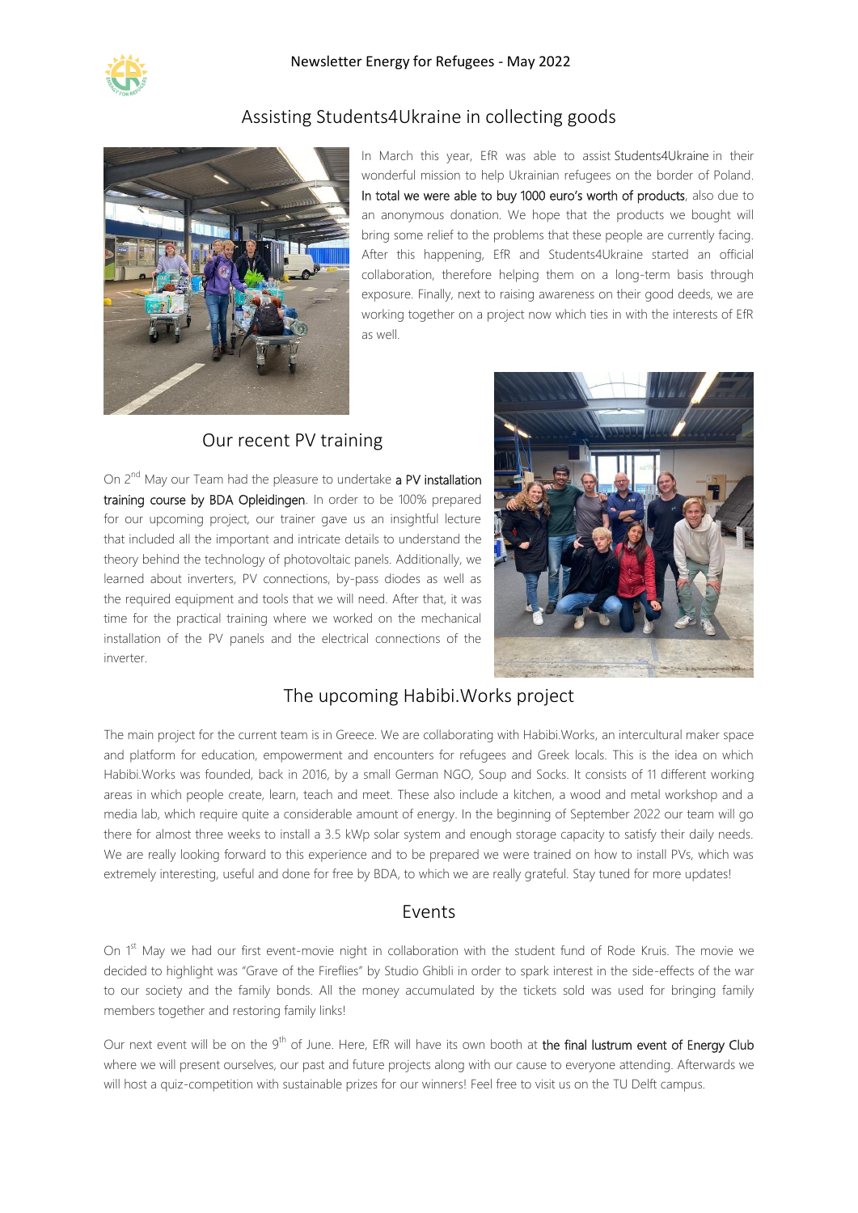Newsletter Energy for Refugees - May 2022

## Assisting Students4Ukraine in collecting goods

In March this year, EfR was able to assist Students4Ukraine in their wonderful mission to help Ukrainian refugees on the border of Poland. In total we were able to buy 1000 euro's worth of products, also due to an anonymous donation. We hope that the products we bought will bring some relief to the problems that these people are currently facing. After this happening, EfR and Students4Ukraine started an official collaboration, therefore helping them on a long-term basis through exposure. Finally, next to raising awareness on their good deeds, we are working together on a project now which ties in with the interests of EfR as well.

## Our recent PV training

On 2nd May our Team had the pleasure to undertake a PV installation training course by BDA Opleidingen. In order to be 100% prepared for our upcoming project, our trainer gave us an insightful lecture that included all the important and intricate details to understand the theory behind the technology of photovoltaic panels. Additionally, we learned about inverters, PV connections, by-pass diodes as well as the required equipment and tools that we will need. After that, it was time for the practical training where we worked on the mechanical installation of the PV panels and the electrical connections of the inverter.

## The upcoming Habibi.Works project

The main project for the current team is in Greece. We are collaborating with Habibi.Works, an intercultural maker space and platform for education, empowerment and encounters for refugees and Greek locals. This is the idea on which Habibi.Works was founded, back in 2016, by a small German NGO, Soup and Socks. It consists of 11 different working areas in which people create, learn, teach and meet. These also include a kitchen, a wood and metal workshop and a media lab, which require quite a considerable amount of energy. In the beginning of September 2022 our team will go there for almost three weeks to install a 3.5 kWp solar system and enough storage capacity to satisfy their daily needs. We are really looking forward to this experience and to be prepared we were trained on how to install PVs, which was extremely interesting, useful and done for free by BDA, to which we are really grateful. Stay tuned for more updates!

## Events

On 1st May we had our first event-movie night in collaboration with the student fund of Rode Kruis. The movie we decided to highlight was "Grave of the Fireflies" by Studio Ghibli in order to spark interest in the side-effects of the war to our society and the family bonds. All the money accumulated by the tickets sold was used for bringing family members together and restoring family links!

Our next event will be on the 9th of June. Here, EfR will have its own booth at the final lustrum event of Energy Club where we will present ourselves, our past and future projects along with our cause to everyone attending. Afterwards we will host a quiz-competition with sustainable prizes for our winners! Feel free to visit us on the TU Delft campus.